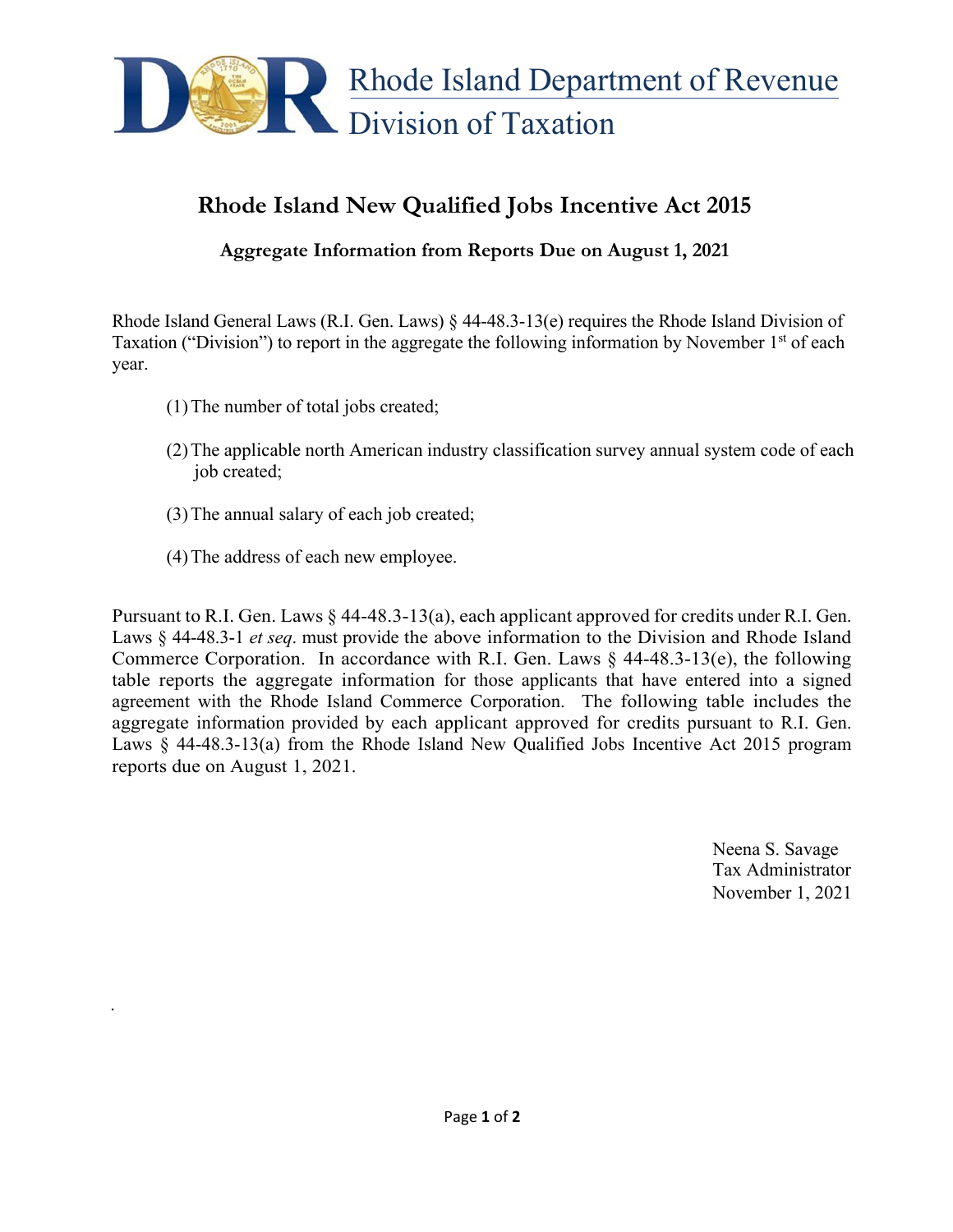Rhode Island Department of Revenue
Division of Taxation

# Rhode Island New Qualified Jobs Incentive Act 2015

## Aggregate Information from Reports Due on August 1, 2021

Rhode Island General Laws (R.I. Gen. Laws) § 44-48.3-13(e) requires the Rhode Island Division of Taxation ("Division") to report in the aggregate the following information by November 1st of each year.

(1) The number of total jobs created;

(2) The applicable north American industry classification survey annual system code of each job created;

(3) The annual salary of each job created;

(4) The address of each new employee.

Pursuant to R.I. Gen. Laws § 44-48.3-13(a), each applicant approved for credits under R.I. Gen. Laws § 44-48.3-1 *et seq*. must provide the above information to the Division and Rhode Island Commerce Corporation. In accordance with R.I. Gen. Laws § 44-48.3-13(e), the following table reports the aggregate information for those applicants that have entered into a signed agreement with the Rhode Island Commerce Corporation. The following table includes the aggregate information provided by each applicant approved for credits pursuant to R.I. Gen. Laws § 44-48.3-13(a) from the Rhode Island New Qualified Jobs Incentive Act 2015 program reports due on August 1, 2021.

Neena S. Savage
Tax Administrator
November 1, 2021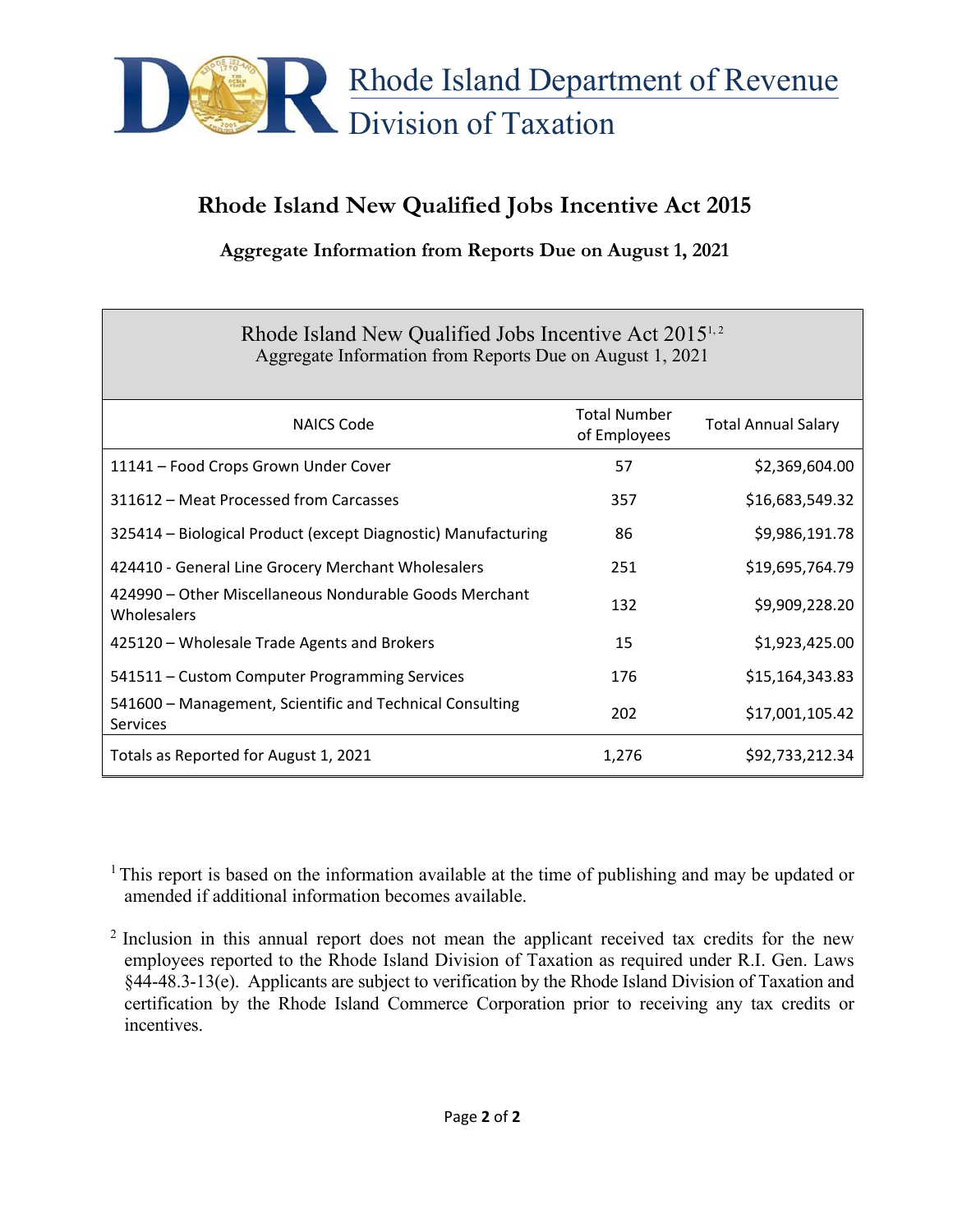Rhode Island Department of Revenue
Division of Taxation

# Rhode Island New Qualified Jobs Incentive Act 2015

## Aggregate Information from Reports Due on August 1, 2021

Rhode Island New Qualified Jobs Incentive Act 2015[1, 2]
Aggregate Information from Reports Due on August 1, 2021

| NAICS Code | Total Number of Employees | Total Annual Salary |
|---|---|---|
| 11141 – Food Crops Grown Under Cover | 57 | $2,369,604.00 |
| 311612 – Meat Processed from Carcasses | 357 | $16,683,549.32 |
| 325414 – Biological Product (except Diagnostic) Manufacturing | 86 | $9,986,191.78 |
| 424410 - General Line Grocery Merchant Wholesalers | 251 | $19,695,764.79 |
| 424990 – Other Miscellaneous Nondurable Goods Merchant Wholesalers | 132 | $9,909,228.20 |
| 425120 – Wholesale Trade Agents and Brokers | 15 | $1,923,425.00 |
| 541511 – Custom Computer Programming Services | 176 | $15,164,343.83 |
| 541600 – Management, Scientific and Technical Consulting Services | 202 | $17,001,105.42 |
| Totals as Reported for August 1, 2021 | 1,276 | $92,733,212.34 |

[1] This report is based on the information available at the time of publishing and may be updated or amended if additional information becomes available.

[2] Inclusion in this annual report does not mean the applicant received tax credits for the new employees reported to the Rhode Island Division of Taxation as required under R.I. Gen. Laws §44-48.3-13(e). Applicants are subject to verification by the Rhode Island Division of Taxation and certification by the Rhode Island Commerce Corporation prior to receiving any tax credits or incentives.